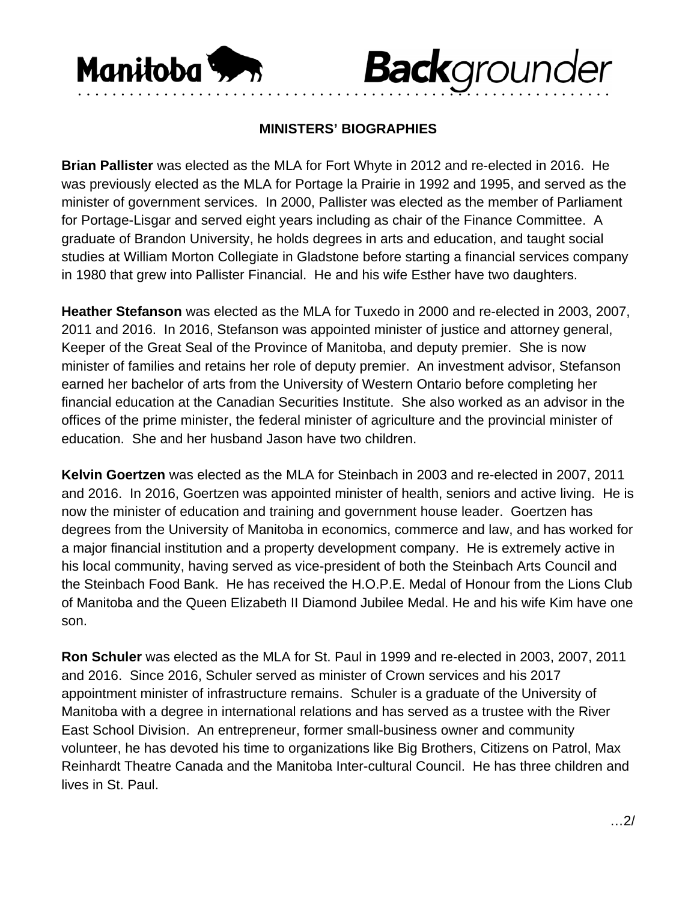Manitoba Backgrounder

## MINISTERS' BIOGRAPHIES

**Brian Pallister** was elected as the MLA for Fort Whyte in 2012 and re-elected in 2016. He was previously elected as the MLA for Portage la Prairie in 1992 and 1995, and served as the minister of government services. In 2000, Pallister was elected as the member of Parliament for Portage-Lisgar and served eight years including as chair of the Finance Committee. A graduate of Brandon University, he holds degrees in arts and education, and taught social studies at William Morton Collegiate in Gladstone before starting a financial services company in 1980 that grew into Pallister Financial. He and his wife Esther have two daughters.

**Heather Stefanson** was elected as the MLA for Tuxedo in 2000 and re-elected in 2003, 2007, 2011 and 2016. In 2016, Stefanson was appointed minister of justice and attorney general, Keeper of the Great Seal of the Province of Manitoba, and deputy premier. She is now minister of families and retains her role of deputy premier. An investment advisor, Stefanson earned her bachelor of arts from the University of Western Ontario before completing her financial education at the Canadian Securities Institute. She also worked as an advisor in the offices of the prime minister, the federal minister of agriculture and the provincial minister of education. She and her husband Jason have two children.

**Kelvin Goertzen** was elected as the MLA for Steinbach in 2003 and re-elected in 2007, 2011 and 2016. In 2016, Goertzen was appointed minister of health, seniors and active living. He is now the minister of education and training and government house leader. Goertzen has degrees from the University of Manitoba in economics, commerce and law, and has worked for a major financial institution and a property development company. He is extremely active in his local community, having served as vice-president of both the Steinbach Arts Council and the Steinbach Food Bank. He has received the H.O.P.E. Medal of Honour from the Lions Club of Manitoba and the Queen Elizabeth II Diamond Jubilee Medal. He and his wife Kim have one son.

**Ron Schuler** was elected as the MLA for St. Paul in 1999 and re-elected in 2003, 2007, 2011 and 2016. Since 2016, Schuler served as minister of Crown services and his 2017 appointment minister of infrastructure remains. Schuler is a graduate of the University of Manitoba with a degree in international relations and has served as a trustee with the River East School Division. An entrepreneur, former small-business owner and community volunteer, he has devoted his time to organizations like Big Brothers, Citizens on Patrol, Max Reinhardt Theatre Canada and the Manitoba Inter-cultural Council. He has three children and lives in St. Paul.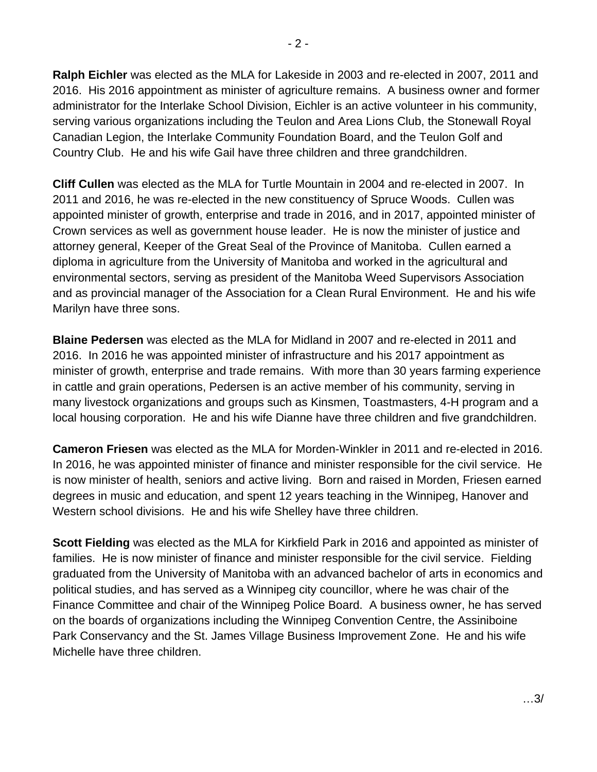**Ralph Eichler** was elected as the MLA for Lakeside in 2003 and re-elected in 2007, 2011 and 2016. His 2016 appointment as minister of agriculture remains. A business owner and former administrator for the Interlake School Division, Eichler is an active volunteer in his community, serving various organizations including the Teulon and Area Lions Club, the Stonewall Royal Canadian Legion, the Interlake Community Foundation Board, and the Teulon Golf and Country Club. He and his wife Gail have three children and three grandchildren.

**Cliff Cullen** was elected as the MLA for Turtle Mountain in 2004 and re-elected in 2007. In 2011 and 2016, he was re-elected in the new constituency of Spruce Woods. Cullen was appointed minister of growth, enterprise and trade in 2016, and in 2017, appointed minister of Crown services as well as government house leader. He is now the minister of justice and attorney general, Keeper of the Great Seal of the Province of Manitoba. Cullen earned a diploma in agriculture from the University of Manitoba and worked in the agricultural and environmental sectors, serving as president of the Manitoba Weed Supervisors Association and as provincial manager of the Association for a Clean Rural Environment. He and his wife Marilyn have three sons.

**Blaine Pedersen** was elected as the MLA for Midland in 2007 and re-elected in 2011 and 2016. In 2016 he was appointed minister of infrastructure and his 2017 appointment as minister of growth, enterprise and trade remains. With more than 30 years farming experience in cattle and grain operations, Pedersen is an active member of his community, serving in many livestock organizations and groups such as Kinsmen, Toastmasters, 4-H program and a local housing corporation. He and his wife Dianne have three children and five grandchildren.

**Cameron Friesen** was elected as the MLA for Morden-Winkler in 2011 and re-elected in 2016. In 2016, he was appointed minister of finance and minister responsible for the civil service. He is now minister of health, seniors and active living. Born and raised in Morden, Friesen earned degrees in music and education, and spent 12 years teaching in the Winnipeg, Hanover and Western school divisions. He and his wife Shelley have three children.

**Scott Fielding** was elected as the MLA for Kirkfield Park in 2016 and appointed as minister of families. He is now minister of finance and minister responsible for the civil service. Fielding graduated from the University of Manitoba with an advanced bachelor of arts in economics and political studies, and has served as a Winnipeg city councillor, where he was chair of the Finance Committee and chair of the Winnipeg Police Board. A business owner, he has served on the boards of organizations including the Winnipeg Convention Centre, the Assiniboine Park Conservancy and the St. James Village Business Improvement Zone. He and his wife Michelle have three children.

…3/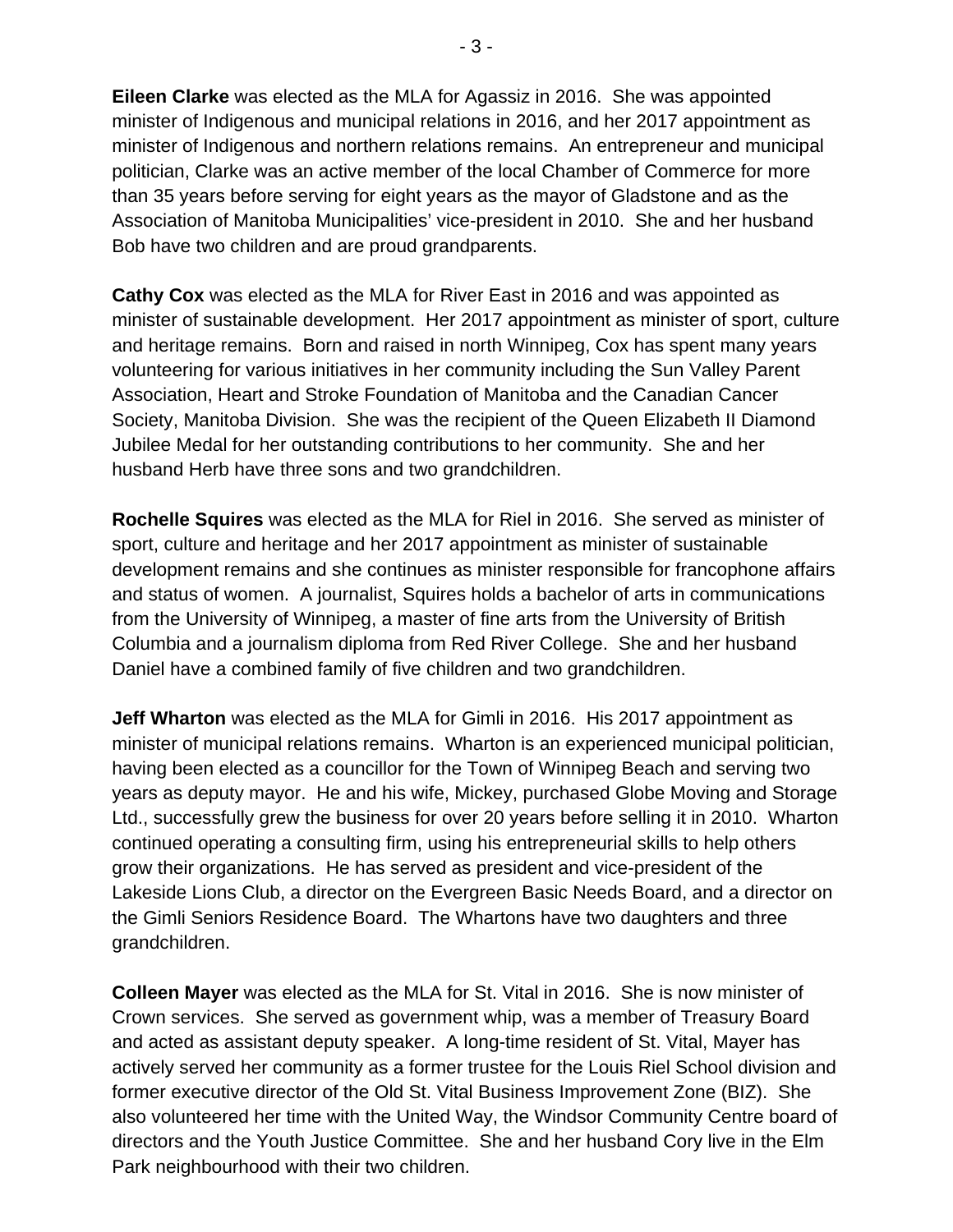**Eileen Clarke** was elected as the MLA for Agassiz in 2016. She was appointed minister of Indigenous and municipal relations in 2016, and her 2017 appointment as minister of Indigenous and northern relations remains. An entrepreneur and municipal politician, Clarke was an active member of the local Chamber of Commerce for more than 35 years before serving for eight years as the mayor of Gladstone and as the Association of Manitoba Municipalities' vice-president in 2010. She and her husband Bob have two children and are proud grandparents.

**Cathy Cox** was elected as the MLA for River East in 2016 and was appointed as minister of sustainable development. Her 2017 appointment as minister of sport, culture and heritage remains. Born and raised in north Winnipeg, Cox has spent many years volunteering for various initiatives in her community including the Sun Valley Parent Association, Heart and Stroke Foundation of Manitoba and the Canadian Cancer Society, Manitoba Division. She was the recipient of the Queen Elizabeth II Diamond Jubilee Medal for her outstanding contributions to her community. She and her husband Herb have three sons and two grandchildren.

**Rochelle Squires** was elected as the MLA for Riel in 2016. She served as minister of sport, culture and heritage and her 2017 appointment as minister of sustainable development remains and she continues as minister responsible for francophone affairs and status of women. A journalist, Squires holds a bachelor of arts in communications from the University of Winnipeg, a master of fine arts from the University of British Columbia and a journalism diploma from Red River College. She and her husband Daniel have a combined family of five children and two grandchildren.

**Jeff Wharton** was elected as the MLA for Gimli in 2016. His 2017 appointment as minister of municipal relations remains. Wharton is an experienced municipal politician, having been elected as a councillor for the Town of Winnipeg Beach and serving two years as deputy mayor. He and his wife, Mickey, purchased Globe Moving and Storage Ltd., successfully grew the business for over 20 years before selling it in 2010. Wharton continued operating a consulting firm, using his entrepreneurial skills to help others grow their organizations. He has served as president and vice-president of the Lakeside Lions Club, a director on the Evergreen Basic Needs Board, and a director on the Gimli Seniors Residence Board. The Whartons have two daughters and three grandchildren.

**Colleen Mayer** was elected as the MLA for St. Vital in 2016. She is now minister of Crown services. She served as government whip, was a member of Treasury Board and acted as assistant deputy speaker. A long-time resident of St. Vital, Mayer has actively served her community as a former trustee for the Louis Riel School division and former executive director of the Old St. Vital Business Improvement Zone (BIZ). She also volunteered her time with the United Way, the Windsor Community Centre board of directors and the Youth Justice Committee. She and her husband Cory live in the Elm Park neighbourhood with their two children.